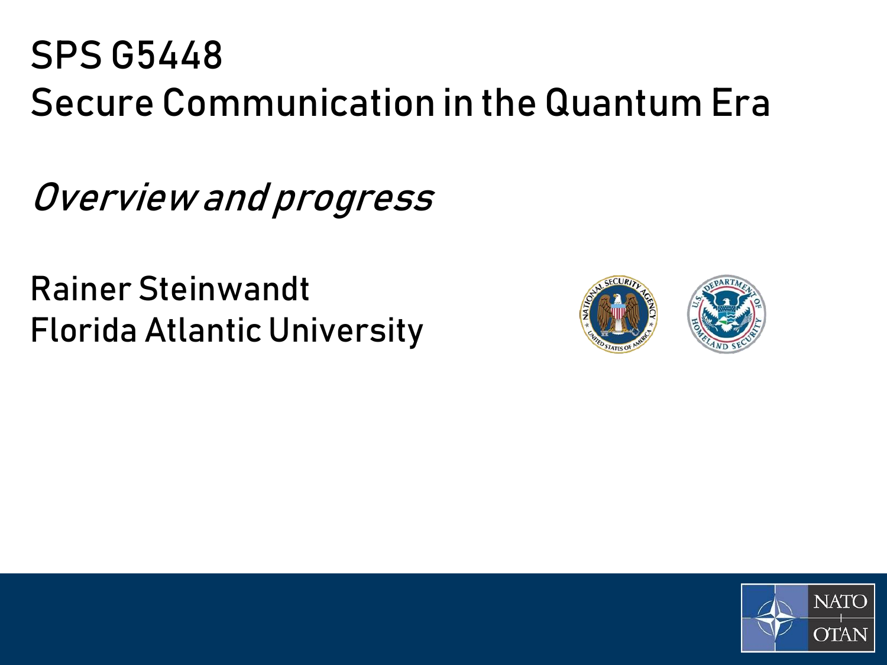# SPS G5448
# Secure Communication in the Quantum Era

*Overview and progress*

Rainer Steinwandt
Florida Atlantic University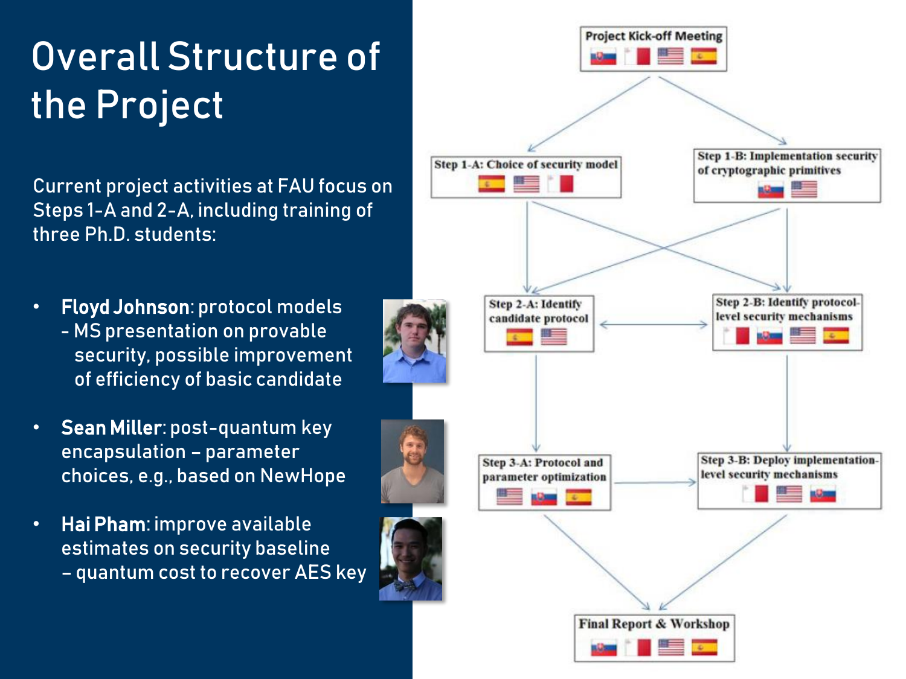# Overall Structure of the Project

Current project activities at FAU focus on Steps 1-A and 2-A, including training of three Ph.D. students:

- **Floyd Johnson**: protocol models
  - MS presentation on provable security, possible improvement of efficiency of basic candidate
- **Sean Miller**: post-quantum key encapsulation – parameter choices, e.g., based on NewHope
- **Hai Pham**: improve available estimates on security baseline
  – quantum cost to recover AES key

Project Kick-off Meeting

Step 1-A: Choice of security model

Step 1-B: Implementation security of cryptographic primitives

Step 2-A: Identify candidate protocol

Step 2-B: Identify protocol-level security mechanisms

Step 3-A: Protocol and parameter optimization

Step 3-B: Deploy implementation-level security mechanisms

Final Report & Workshop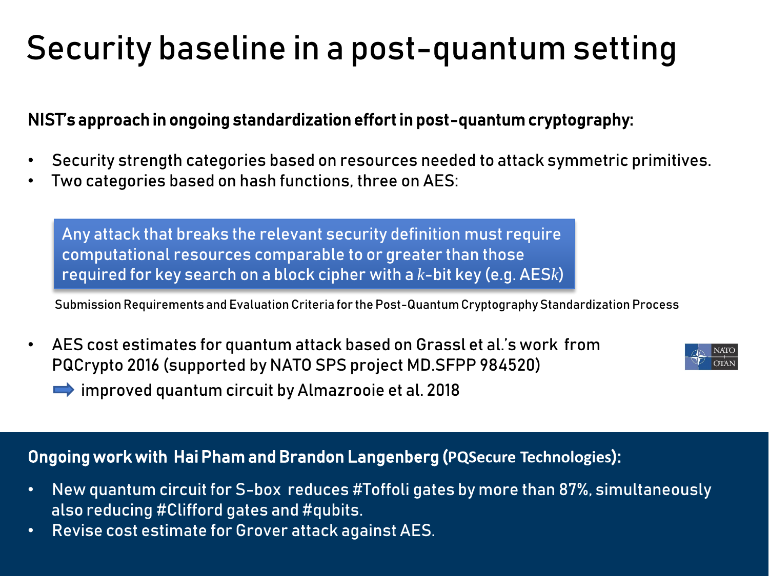# Security baseline in a post-quantum setting

**NIST's approach in ongoing standardization effort in post-quantum cryptography:**

- Security strength categories based on resources needed to attack symmetric primitives.
- Two categories based on hash functions, three on AES:

> Any attack that breaks the relevant security definition must require computational resources comparable to or greater than those required for key search on a block cipher with a $k$-bit key (e.g. AES$k$)

Submission Requirements and Evaluation Criteria for the Post-Quantum Cryptography Standardization Process

- AES cost estimates for quantum attack based on Grassl et al.'s work from PQCrypto 2016 (supported by NATO SPS project MD.SFPP 984520)

  ➡ improved quantum circuit by Almazrooie et al. 2018

**Ongoing work with Hai Pham and Brandon Langenberg (PQSecure Technologies):**

- New quantum circuit for S-box reduces #Toffoli gates by more than 87%, simultaneously also reducing #Clifford gates and #qubits.
- Revise cost estimate for Grover attack against AES.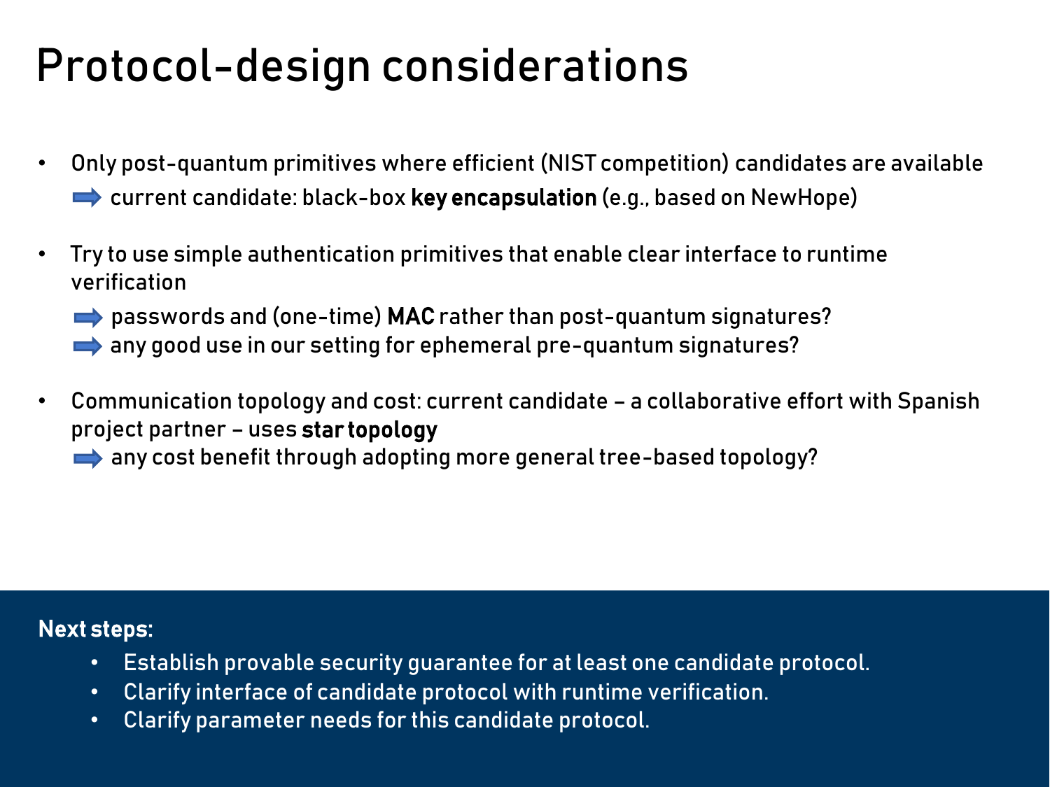# Protocol-design considerations

- Only post-quantum primitives where efficient (NIST competition) candidates are available
  - ➡ current candidate: black-box **key encapsulation** (e.g., based on NewHope)
- Try to use simple authentication primitives that enable clear interface to runtime verification
  - ➡ passwords and (one-time) **MAC** rather than post-quantum signatures?
  - ➡ any good use in our setting for ephemeral pre-quantum signatures?
- Communication topology and cost: current candidate – a collaborative effort with Spanish project partner – uses **star topology**
  - ➡ any cost benefit through adopting more general tree-based topology?

**Next steps:**

- Establish provable security guarantee for at least one candidate protocol.
- Clarify interface of candidate protocol with runtime verification.
- Clarify parameter needs for this candidate protocol.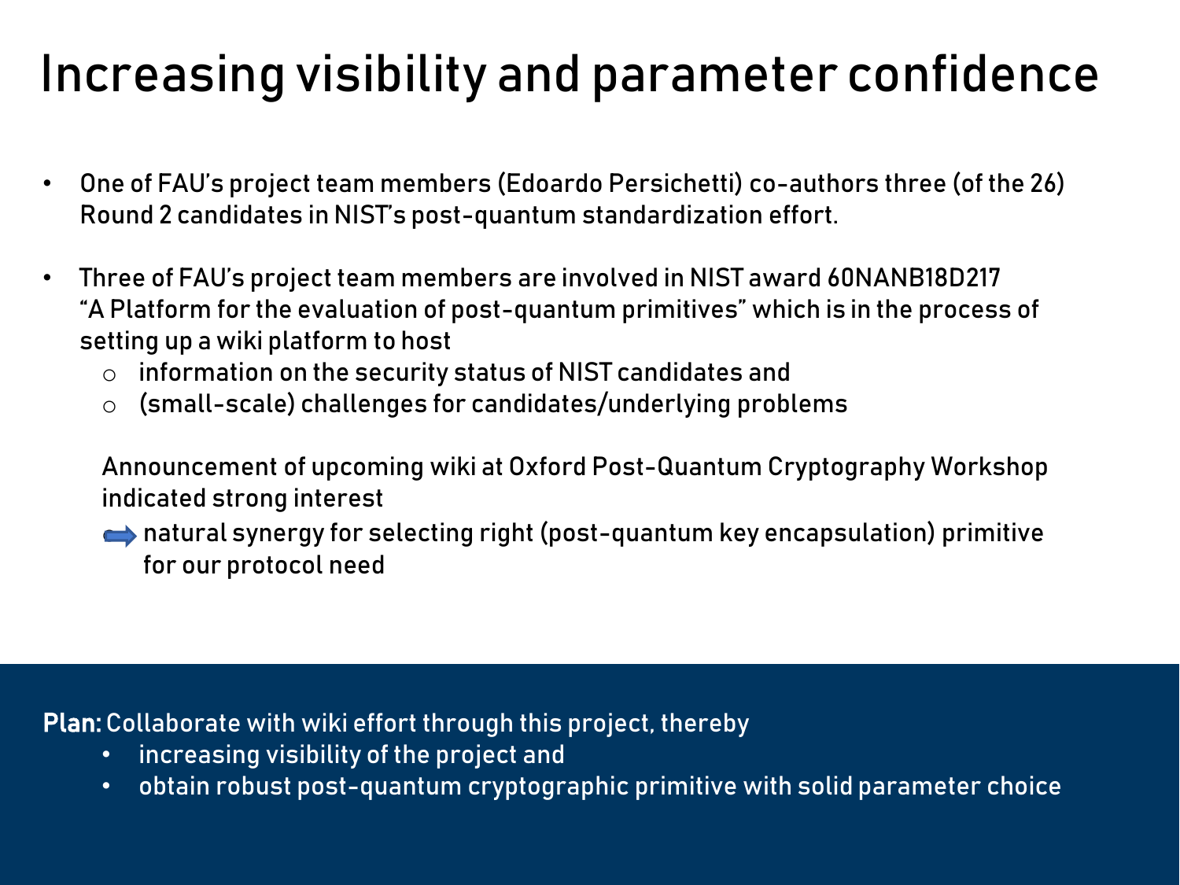# Increasing visibility and parameter confidence

- One of FAU's project team members (Edoardo Persichetti) co-authors three (of the 26) Round 2 candidates in NIST's post-quantum standardization effort.
- Three of FAU's project team members are involved in NIST award 60NANB18D217 "A Platform for the evaluation of post-quantum primitives" which is in the process of setting up a wiki platform to host
  - information on the security status of NIST candidates and
  - (small-scale) challenges for candidates/underlying problems

  Announcement of upcoming wiki at Oxford Post-Quantum Cryptography Workshop indicated strong interest

  ➡ natural synergy for selecting right (post-quantum key encapsulation) primitive for our protocol need

**Plan:** Collaborate with wiki effort through this project, thereby

- increasing visibility of the project and
- obtain robust post-quantum cryptographic primitive with solid parameter choice